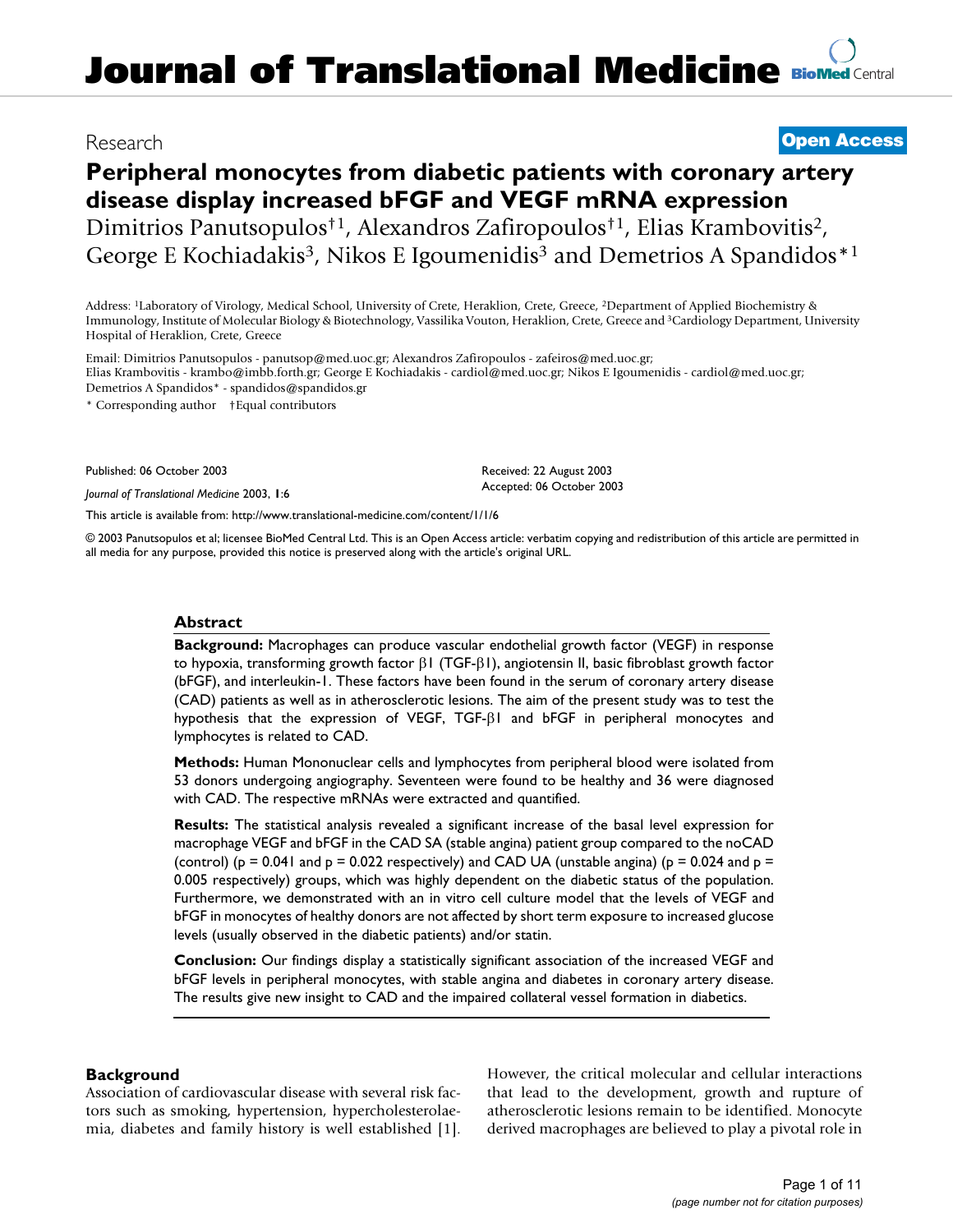Research

Open Access

# Peripheral monocytes from diabetic patients with coronary artery disease display increased bFGF and VEGF mRNA expression

Dimitrios Panutsopulos†[1], Alexandros Zafiropoulos†[1], Elias Krambovitis[2], George E Kochiadakis[3], Nikos E Igoumenidis[3] and Demetrios A Spandidos*[1]

Address: [1]Laboratory of Virology, Medical School, University of Crete, Heraklion, Crete, Greece, [2]Department of Applied Biochemistry & Immunology, Institute of Molecular Biology & Biotechnology, Vassilika Vouton, Heraklion, Crete, Greece and [3]Cardiology Department, University Hospital of Heraklion, Crete, Greece

Email: Dimitrios Panutsopulos - panutsop@med.uoc.gr; Alexandros Zafiropoulos - zafeiros@med.uoc.gr; Elias Krambovitis - krambo@imbb.forth.gr; George E Kochiadakis - cardiol@med.uoc.gr; Nikos E Igoumenidis - cardiol@med.uoc.gr; Demetrios A Spandidos* - spandidos@spandidos.gr

\* Corresponding author †Equal contributors

Published: 06 October 2003

*Journal of Translational Medicine* 2003, **1**:6

Received: 22 August 2003
Accepted: 06 October 2003

This article is available from: http://www.translational-medicine.com/content/1/1/6

© 2003 Panutsopulos et al; licensee BioMed Central Ltd. This is an Open Access article: verbatim copying and redistribution of this article are permitted in all media for any purpose, provided this notice is preserved along with the article's original URL.

## Abstract

**Background:** Macrophages can produce vascular endothelial growth factor (VEGF) in response to hypoxia, transforming growth factor β1 (TGF-β1), angiotensin II, basic fibroblast growth factor (bFGF), and interleukin-1. These factors have been found in the serum of coronary artery disease (CAD) patients as well as in atherosclerotic lesions. The aim of the present study was to test the hypothesis that the expression of VEGF, TGF-β1 and bFGF in peripheral monocytes and lymphocytes is related to CAD.

**Methods:** Human Mononuclear cells and lymphocytes from peripheral blood were isolated from 53 donors undergoing angiography. Seventeen were found to be healthy and 36 were diagnosed with CAD. The respective mRNAs were extracted and quantified.

**Results:** The statistical analysis revealed a significant increase of the basal level expression for macrophage VEGF and bFGF in the CAD SA (stable angina) patient group compared to the noCAD (control) ($p = 0.041$ and $p = 0.022$ respectively) and CAD UA (unstable angina) ($p = 0.024$ and $p = 0.005$ respectively) groups, which was highly dependent on the diabetic status of the population. Furthermore, we demonstrated with an in vitro cell culture model that the levels of VEGF and bFGF in monocytes of healthy donors are not affected by short term exposure to increased glucose levels (usually observed in the diabetic patients) and/or statin.

**Conclusion:** Our findings display a statistically significant association of the increased VEGF and bFGF levels in peripheral monocytes, with stable angina and diabetes in coronary artery disease. The results give new insight to CAD and the impaired collateral vessel formation in diabetics.

## Background

Association of cardiovascular disease with several risk factors such as smoking, hypertension, hypercholesterolaemia, diabetes and family history is well established [1]. However, the critical molecular and cellular interactions that lead to the development, growth and rupture of atherosclerotic lesions remain to be identified. Monocyte derived macrophages are believed to play a pivotal role in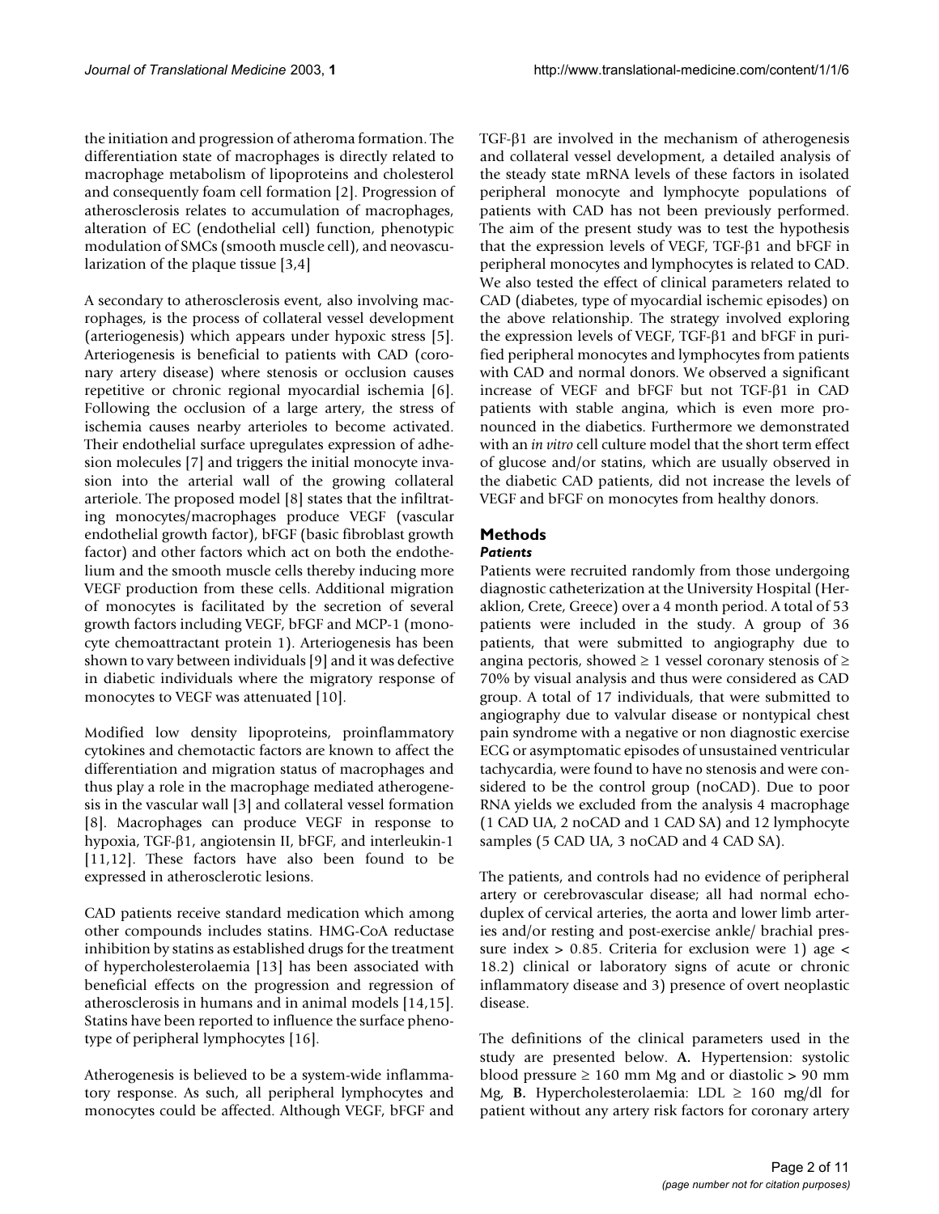the initiation and progression of atheroma formation. The differentiation state of macrophages is directly related to macrophage metabolism of lipoproteins and cholesterol and consequently foam cell formation [2]. Progression of atherosclerosis relates to accumulation of macrophages, alteration of EC (endothelial cell) function, phenotypic modulation of SMCs (smooth muscle cell), and neovascularization of the plaque tissue [3,4]

A secondary to atherosclerosis event, also involving macrophages, is the process of collateral vessel development (arteriogenesis) which appears under hypoxic stress [5]. Arteriogenesis is beneficial to patients with CAD (coronary artery disease) where stenosis or occlusion causes repetitive or chronic regional myocardial ischemia [6]. Following the occlusion of a large artery, the stress of ischemia causes nearby arterioles to become activated. Their endothelial surface upregulates expression of adhesion molecules [7] and triggers the initial monocyte invasion into the arterial wall of the growing collateral arteriole. The proposed model [8] states that the infiltrating monocytes/macrophages produce VEGF (vascular endothelial growth factor), bFGF (basic fibroblast growth factor) and other factors which act on both the endothelium and the smooth muscle cells thereby inducing more VEGF production from these cells. Additional migration of monocytes is facilitated by the secretion of several growth factors including VEGF, bFGF and MCP-1 (monocyte chemoattractant protein 1). Arteriogenesis has been shown to vary between individuals [9] and it was defective in diabetic individuals where the migratory response of monocytes to VEGF was attenuated [10].

Modified low density lipoproteins, proinflammatory cytokines and chemotactic factors are known to affect the differentiation and migration status of macrophages and thus play a role in the macrophage mediated atherogenesis in the vascular wall [3] and collateral vessel formation [8]. Macrophages can produce VEGF in response to hypoxia, TGF-β1, angiotensin II, bFGF, and interleukin-1 [11,12]. These factors have also been found to be expressed in atherosclerotic lesions.

CAD patients receive standard medication which among other compounds includes statins. HMG-CoA reductase inhibition by statins as established drugs for the treatment of hypercholesterolaemia [13] has been associated with beneficial effects on the progression and regression of atherosclerosis in humans and in animal models [14,15]. Statins have been reported to influence the surface phenotype of peripheral lymphocytes [16].

Atherogenesis is believed to be a system-wide inflammatory response. As such, all peripheral lymphocytes and monocytes could be affected. Although VEGF, bFGF and TGF-β1 are involved in the mechanism of atherogenesis and collateral vessel development, a detailed analysis of the steady state mRNA levels of these factors in isolated peripheral monocyte and lymphocyte populations of patients with CAD has not been previously performed. The aim of the present study was to test the hypothesis that the expression levels of VEGF, TGF-β1 and bFGF in peripheral monocytes and lymphocytes is related to CAD. We also tested the effect of clinical parameters related to CAD (diabetes, type of myocardial ischemic episodes) on the above relationship. The strategy involved exploring the expression levels of VEGF, TGF-β1 and bFGF in purified peripheral monocytes and lymphocytes from patients with CAD and normal donors. We observed a significant increase of VEGF and bFGF but not TGF-β1 in CAD patients with stable angina, which is even more pronounced in the diabetics. Furthermore we demonstrated with an *in vitro* cell culture model that the short term effect of glucose and/or statins, which are usually observed in the diabetic CAD patients, did not increase the levels of VEGF and bFGF on monocytes from healthy donors.

## Methods

### *Patients*

Patients were recruited randomly from those undergoing diagnostic catheterization at the University Hospital (Heraklion, Crete, Greece) over a 4 month period. A total of 53 patients were included in the study. A group of 36 patients, that were submitted to angiography due to angina pectoris, showed ≥ 1 vessel coronary stenosis of ≥ 70% by visual analysis and thus were considered as CAD group. A total of 17 individuals, that were submitted to angiography due to valvular disease or nontypical chest pain syndrome with a negative or non diagnostic exercise ECG or asymptomatic episodes of unsustained ventricular tachycardia, were found to have no stenosis and were considered to be the control group (noCAD). Due to poor RNA yields we excluded from the analysis 4 macrophage (1 CAD UA, 2 noCAD and 1 CAD SA) and 12 lymphocyte samples (5 CAD UA, 3 noCAD and 4 CAD SA).

The patients, and controls had no evidence of peripheral artery or cerebrovascular disease; all had normal echoduplex of cervical arteries, the aorta and lower limb arteries and/or resting and post-exercise ankle/ brachial pressure index > 0.85. Criteria for exclusion were 1) age < 18.2) clinical or laboratory signs of acute or chronic inflammatory disease and 3) presence of overt neoplastic disease.

The definitions of the clinical parameters used in the study are presented below. **A.** Hypertension: systolic blood pressure ≥ 160 mm Mg and or diastolic > 90 mm Mg, **B.** Hypercholesterolaemia: LDL ≥ 160 mg/dl for patient without any artery risk factors for coronary artery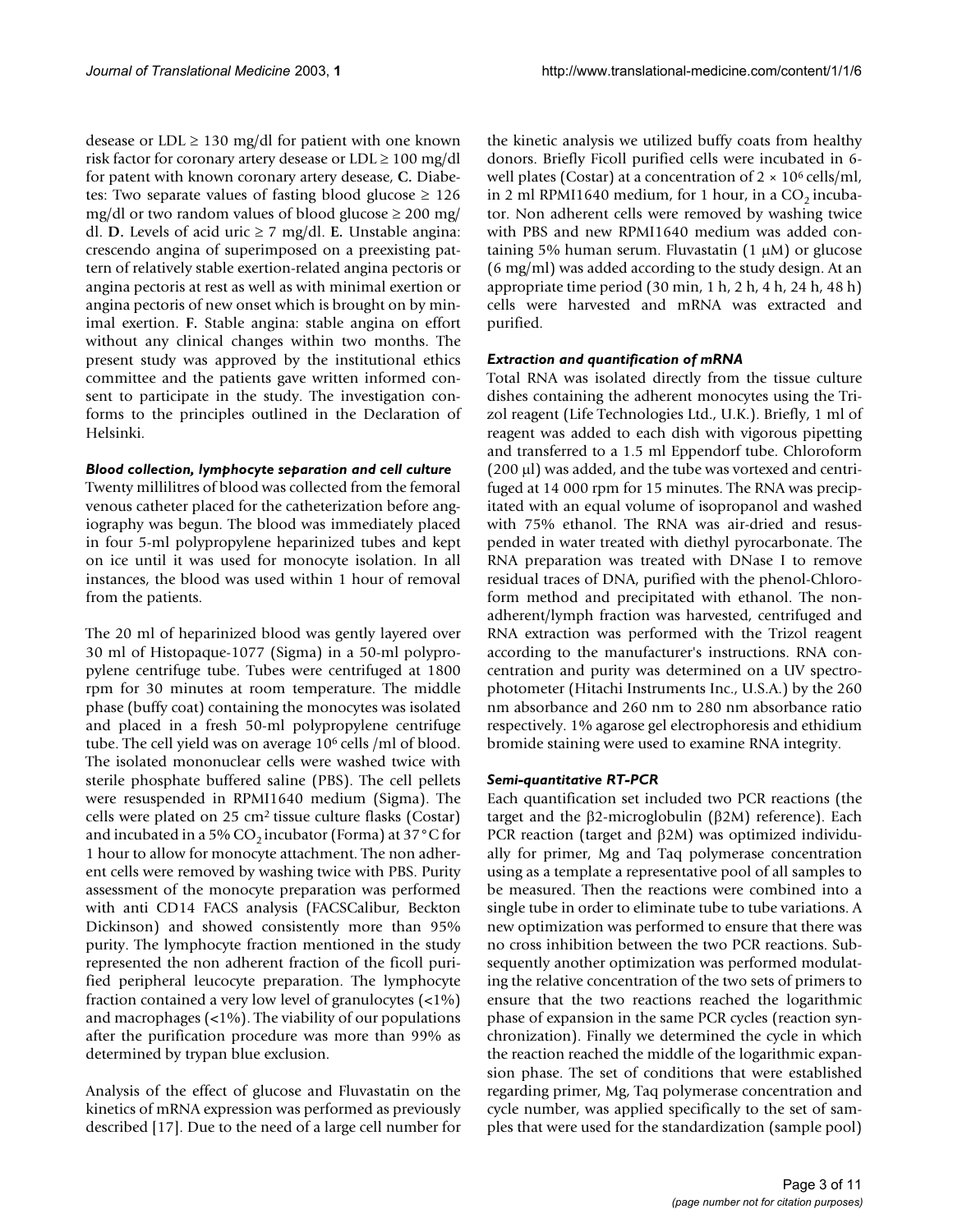desease or LDL ≥ 130 mg/dl for patient with one known risk factor for coronary artery desease or LDL ≥ 100 mg/dl for patent with known coronary artery desease, **C.** Diabetes: Two separate values of fasting blood glucose ≥ 126 mg/dl or two random values of blood glucose ≥ 200 mg/dl. **D.** Levels of acid uric ≥ 7 mg/dl. **E.** Unstable angina: crescendo angina of superimposed on a preexisting pattern of relatively stable exertion-related angina pectoris or angina pectoris at rest as well as with minimal exertion or angina pectoris of new onset which is brought on by minimal exertion. **F.** Stable angina: stable angina on effort without any clinical changes within two months. The present study was approved by the institutional ethics committee and the patients gave written informed consent to participate in the study. The investigation conforms to the principles outlined in the Declaration of Helsinki.

### *Blood collection, lymphocyte separation and cell culture*

Twenty millilitres of blood was collected from the femoral venous catheter placed for the catheterization before angiography was begun. The blood was immediately placed in four 5-ml polypropylene heparinized tubes and kept on ice until it was used for monocyte isolation. In all instances, the blood was used within 1 hour of removal from the patients.

The 20 ml of heparinized blood was gently layered over 30 ml of Histopaque-1077 (Sigma) in a 50-ml polypropylene centrifuge tube. Tubes were centrifuged at 1800 rpm for 30 minutes at room temperature. The middle phase (buffy coat) containing the monocytes was isolated and placed in a fresh 50-ml polypropylene centrifuge tube. The cell yield was on average $10^6$ cells /ml of blood. The isolated mononuclear cells were washed twice with sterile phosphate buffered saline (PBS). The cell pellets were resuspended in RPMI1640 medium (Sigma). The cells were plated on 25 $cm^2$ tissue culture flasks (Costar) and incubated in a 5% $CO_2$ incubator (Forma) at 37°C for 1 hour to allow for monocyte attachment. The non adherent cells were removed by washing twice with PBS. Purity assessment of the monocyte preparation was performed with anti CD14 FACS analysis (FACSCalibur, Beckton Dickinson) and showed consistently more than 95% purity. The lymphocyte fraction mentioned in the study represented the non adherent fraction of the ficoll purified peripheral leucocyte preparation. The lymphocyte fraction contained a very low level of granulocytes (<1%) and macrophages (<1%). The viability of our populations after the purification procedure was more than 99% as determined by trypan blue exclusion.

Analysis of the effect of glucose and Fluvastatin on the kinetics of mRNA expression was performed as previously described [17]. Due to the need of a large cell number for the kinetic analysis we utilized buffy coats from healthy donors. Briefly Ficoll purified cells were incubated in 6-well plates (Costar) at a concentration of $2 \times 10^6$ cells/ml, in 2 ml RPMI1640 medium, for 1 hour, in a $CO_2$ incubator. Non adherent cells were removed by washing twice with PBS and new RPMI1640 medium was added containing 5% human serum. Fluvastatin (1 μM) or glucose (6 mg/ml) was added according to the study design. At an appropriate time period (30 min, 1 h, 2 h, 4 h, 24 h, 48 h) cells were harvested and mRNA was extracted and purified.

### *Extraction and quantification of mRNA*

Total RNA was isolated directly from the tissue culture dishes containing the adherent monocytes using the Trizol reagent (Life Technologies Ltd., U.K.). Briefly, 1 ml of reagent was added to each dish with vigorous pipetting and transferred to a 1.5 ml Eppendorf tube. Chloroform (200 μl) was added, and the tube was vortexed and centrifuged at 14 000 rpm for 15 minutes. The RNA was precipitated with an equal volume of isopropanol and washed with 75% ethanol. The RNA was air-dried and resuspended in water treated with diethyl pyrocarbonate. The RNA preparation was treated with DNase I to remove residual traces of DNA, purified with the phenol-Chloroform method and precipitated with ethanol. The non-adherent/lymph fraction was harvested, centrifuged and RNA extraction was performed with the Trizol reagent according to the manufacturer's instructions. RNA concentration and purity was determined on a UV spectrophotometer (Hitachi Instruments Inc., U.S.A.) by the 260 nm absorbance and 260 nm to 280 nm absorbance ratio respectively. 1% agarose gel electrophoresis and ethidium bromide staining were used to examine RNA integrity.

### *Semi-quantitative RT-PCR*

Each quantification set included two PCR reactions (the target and the β2-microglobulin (β2M) reference). Each PCR reaction (target and β2M) was optimized individually for primer, Mg and Taq polymerase concentration using as a template a representative pool of all samples to be measured. Then the reactions were combined into a single tube in order to eliminate tube to tube variations. A new optimization was performed to ensure that there was no cross inhibition between the two PCR reactions. Subsequently another optimization was performed modulating the relative concentration of the two sets of primers to ensure that the two reactions reached the logarithmic phase of expansion in the same PCR cycles (reaction synchronization). Finally we determined the cycle in which the reaction reached the middle of the logarithmic expansion phase. The set of conditions that were established regarding primer, Mg, Taq polymerase concentration and cycle number, was applied specifically to the set of samples that were used for the standardization (sample pool)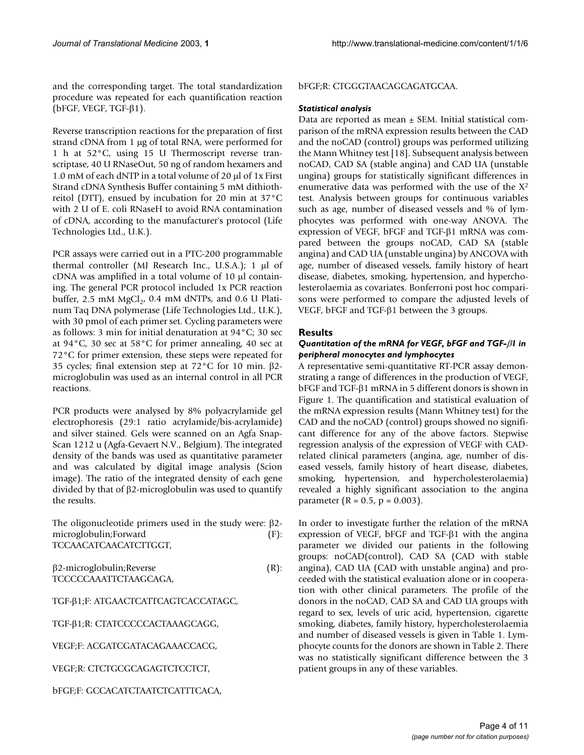and the corresponding target. The total standardization procedure was repeated for each quantification reaction (bFGF, VEGF, TGF-β1).

Reverse transcription reactions for the preparation of first strand cDNA from 1 μg of total RNA, were performed for 1 h at 52°C, using 15 U Thermoscript reverse transcriptase, 40 U RNaseOut, 50 ng of random hexamers and 1.0 mM of each dNTP in a total volume of 20 μl of 1x First Strand cDNA Synthesis Buffer containing 5 mM dithiothreitol (DTT), ensued by incubation for 20 min at 37°C with 2 U of E. coli RNaseH to avoid RNA contamination of cDNA, according to the manufacturer's protocol (Life Technologies Ltd., U.K.).

PCR assays were carried out in a PTC-200 programmable thermal controller (MJ Research Inc., U.S.A.); 1 μl of cDNA was amplified in a total volume of 10 μl containing. The general PCR protocol included 1x PCR reaction buffer, 2.5 mM $MgCl_2$, 0.4 mM dNTPs, and 0.6 U Platinum Taq DNA polymerase (Life Technologies Ltd., U.K.), with 30 pmol of each primer set. Cycling parameters were as follows: 3 min for initial denaturation at 94°C; 30 sec at 94°C, 30 sec at 58°C for primer annealing, 40 sec at 72°C for primer extension, these steps were repeated for 35 cycles; final extension step at 72°C for 10 min. β2-microglobulin was used as an internal control in all PCR reactions.

PCR products were analysed by 8% polyacrylamide gel electrophoresis (29:1 ratio acrylamide/bis-acrylamide) and silver stained. Gels were scanned on an Agfa SnapScan 1212 u (Agfa-Gevaert N.V., Belgium). The integrated density of the bands was used as quantitative parameter and was calculated by digital image analysis (Scion image). The ratio of the integrated density of each gene divided by that of β2-microglobulin was used to quantify the results.

The oligonucleotide primers used in the study were: β2-microglobulin;Forward (F): TCCAACATCAACATCTTGGT,

β2-microglobulin;Reverse (R): TCCCCCAAATTCTAAGCAGA,

TGF-β1;F: ATGAACTCATTCAGTCACCATAGC,

TGF-β1;R: CTATCCCCCACTAAAGCAGG,

VEGF;F: ACGATCGATACAGAAACCACG,

VEGF;R: CTCTGCGCAGAGTCTCCTCT,

bFGF;F: GCCACATCTAATCTCATTTCACA,

bFGF;R: CTGGGTAACAGCAGATGCAA.

### *Statistical analysis*

Data are reported as mean ± SEM. Initial statistical comparison of the mRNA expression results between the CAD and the noCAD (control) groups was performed utilizing the Mann Whitney test [18]. Subsequent analysis between noCAD, CAD SA (stable angina) and CAD UA (unstable ungina) groups for statistically significant differences in enumerative data was performed with the use of the $X^2$ test. Analysis between groups for continuous variables such as age, number of diseased vessels and % of lymphocytes was performed with one-way ANOVA. The expression of VEGF, bFGF and TGF-β1 mRNA was compared between the groups noCAD, CAD SA (stable angina) and CAD UA (unstable ungina) by ANCOVA with age, number of diseased vessels, family history of heart disease, diabetes, smoking, hypertension, and hypercholesterolaemia as covariates. Bonferroni post hoc comparisons were performed to compare the adjusted levels of VEGF, bFGF and TGF-β1 between the 3 groups.

## Results

### *Quantitation of the mRNA for VEGF, bFGF and TGF-β1 in peripheral monocytes and lymphocytes*

A representative semi-quantitative RT-PCR assay demonstrating a range of differences in the production of VEGF, bFGF and TGF-β1 mRNA in 5 different donors is shown in Figure 1. The quantification and statistical evaluation of the mRNA expression results (Mann Whitney test) for the CAD and the noCAD (control) groups showed no significant difference for any of the above factors. Stepwise regression analysis of the expression of VEGF with CAD-related clinical parameters (angina, age, number of diseased vessels, family history of heart disease, diabetes, smoking, hypertension, and hypercholesterolaemia) revealed a highly significant association to the angina parameter ($R = 0.5$, $p = 0.003$).

In order to investigate further the relation of the mRNA expression of VEGF, bFGF and TGF-β1 with the angina parameter we divided our patients in the following groups: noCAD(control), CAD SA (CAD with stable angina), CAD UA (CAD with unstable angina) and proceeded with the statistical evaluation alone or in cooperation with other clinical parameters. The profile of the donors in the noCAD, CAD SA and CAD UA groups with regard to sex, levels of uric acid, hypertension, cigarette smoking, diabetes, family history, hypercholesterolaemia and number of diseased vessels is given in Table 1. Lymphocyte counts for the donors are shown in Table 2. There was no statistically significant difference between the 3 patient groups in any of these variables.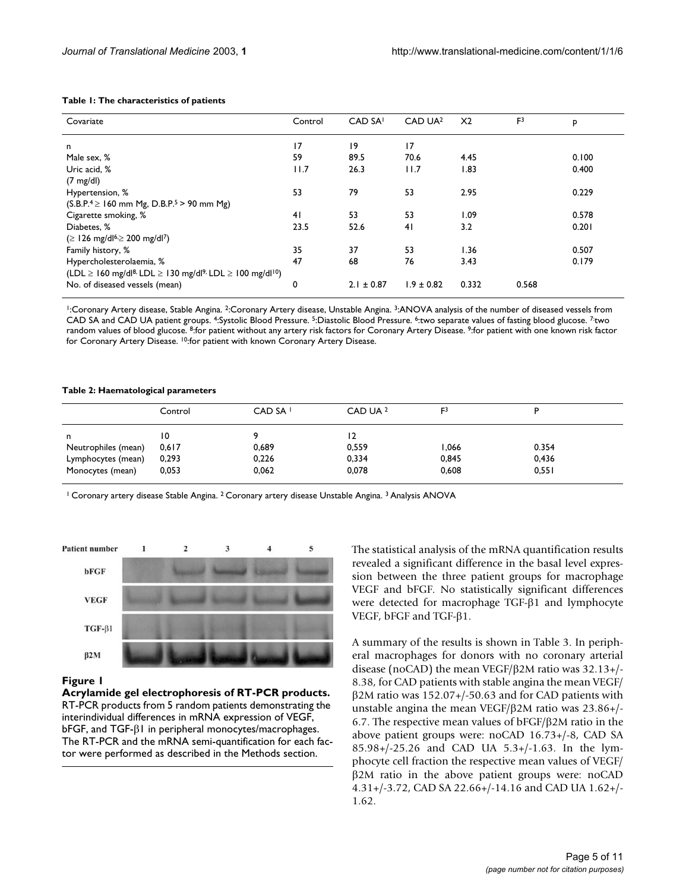**Table 1: The characteristics of patients**

| Covariate | Control | CAD SA[1] | CAD UA[2] | X2 | F[3] | p |
|---|---|---|---|---|---|---|
| n | 17 | 19 | 17 | | | |
| Male sex, % | 59 | 89.5 | 70.6 | 4.45 | | 0.100 |
| Uric acid, % (7 mg/dl) | 11.7 | 26.3 | 11.7 | 1.83 | | 0.400 |
| Hypertension, % (S.B.P.[4] ≥ 160 mm Mg, D.B.P.[5] > 90 mm Mg) | 53 | 79 | 53 | 2.95 | | 0.229 |
| Cigarette smoking, % | 41 | 53 | 53 | 1.09 | | 0.578 |
| Diabetes, % (≥ 126 mg/dl[6], ≥ 200 mg/dl[7]) | 23.5 | 52.6 | 41 | 3.2 | | 0.201 |
| Family history, % | 35 | 37 | 53 | 1.36 | | 0.507 |
| Hypercholesterolaemia, % (LDL ≥ 160 mg/dl[8], LDL ≥ 130 mg/dl[9], LDL ≥ 100 mg/dl[10]) | 47 | 68 | 76 | 3.43 | | 0.179 |
| No. of diseased vessels (mean) | 0 | 2.1 ± 0.87 | 1.9 ± 0.82 | 0.332 | 0.568 | |

[1]:Coronary Artery disease, Stable Angina. [2]:Coronary Artery disease, Unstable Angina. [3]:ANOVA analysis of the number of diseased vessels from CAD SA and CAD UA patient groups. [4]:Systolic Blood Pressure. [5]:Diastolic Blood Pressure. [6]:two separate values of fasting blood glucose. [7]:two random values of blood glucose. [8]:for patient without any artery risk factors for Coronary Artery Disease. [9]:for patient with one known risk factor for Coronary Artery Disease. [10]:for patient with known Coronary Artery Disease.

**Table 2: Haematological parameters**

| | Control | CAD SA [1] | CAD UA [2] | F[3] | P |
|---|---|---|---|---|---|
| n | 10 | 9 | 12 | | |
| Neutrophiles (mean) | 0,617 | 0,689 | 0,559 | 1,066 | 0.354 |
| Lymphocytes (mean) | 0,293 | 0,226 | 0,334 | 0,845 | 0,436 |
| Monocytes (mean) | 0,053 | 0,062 | 0,078 | 0,608 | 0,551 |

[1] Coronary artery disease Stable Angina. [2] Coronary artery disease Unstable Angina. [3] Analysis ANOVA

**Figure 1**

**Acrylamide gel electrophoresis of RT-PCR products.** RT-PCR products from 5 random patients demonstrating the interindividual differences in mRNA expression of VEGF, bFGF, and TGF-β1 in peripheral monocytes/macrophages. The RT-PCR and the mRNA semi-quantification for each factor were performed as described in the Methods section.

The statistical analysis of the mRNA quantification results revealed a significant difference in the basal level expression between the three patient groups for macrophage VEGF and bFGF. No statistically significant differences were detected for macrophage TGF-β1 and lymphocyte VEGF, bFGF and TGF-β1.

A summary of the results is shown in Table 3. In peripheral macrophages for donors with no coronary arterial disease (noCAD) the mean VEGF/β2M ratio was 32.13+/-8.38, for CAD patients with stable angina the mean VEGF/β2M ratio was 152.07+/-50.63 and for CAD patients with unstable angina the mean VEGF/β2M ratio was 23.86+/-6.7. The respective mean values of bFGF/β2M ratio in the above patient groups were: noCAD 16.73+/-8, CAD SA 85.98+/-25.26 and CAD UA 5.3+/-1.63. In the lymphocyte cell fraction the respective mean values of VEGF/β2M ratio in the above patient groups were: noCAD 4.31+/-3.72, CAD SA 22.66+/-14.16 and CAD UA 1.62+/-1.62.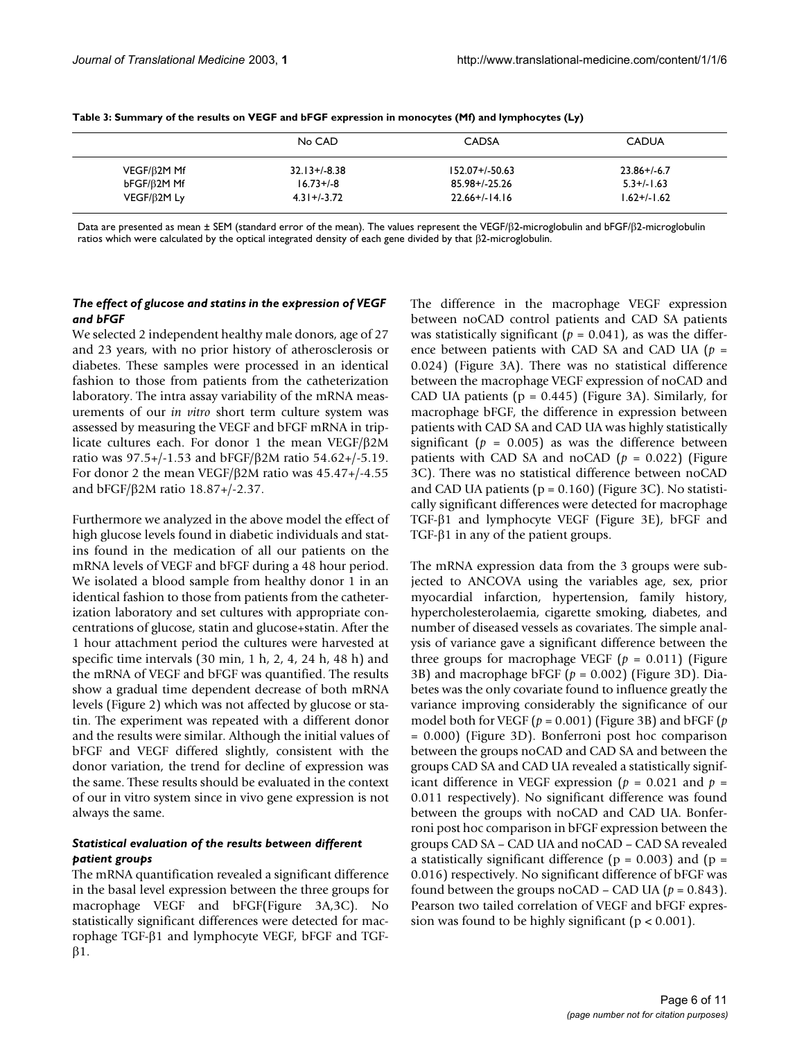**Table 3: Summary of the results on VEGF and bFGF expression in monocytes (Mf) and lymphocytes (Ly)**

| | No CAD | CADSA | CADUA |
|---|---|---|---|
| VEGF/β2M Mf | 32.13+/-8.38 | 152.07+/-50.63 | 23.86+/-6.7 |
| bFGF/β2M Mf | 16.73+/-8 | 85.98+/-25.26 | 5.3+/-1.63 |
| VEGF/β2M Ly | 4.31+/-3.72 | 22.66+/-14.16 | 1.62+/-1.62 |

Data are presented as mean ± SEM (standard error of the mean). The values represent the VEGF/β2-microglobulin and bFGF/β2-microglobulin ratios which were calculated by the optical integrated density of each gene divided by that β2-microglobulin.

### *The effect of glucose and statins in the expression of VEGF and bFGF*

We selected 2 independent healthy male donors, age of 27 and 23 years, with no prior history of atherosclerosis or diabetes. These samples were processed in an identical fashion to those from patients from the catheterization laboratory. The intra assay variability of the mRNA measurements of our *in vitro* short term culture system was assessed by measuring the VEGF and bFGF mRNA in triplicate cultures each. For donor 1 the mean VEGF/β2M ratio was 97.5+/-1.53 and bFGF/β2M ratio 54.62+/-5.19. For donor 2 the mean VEGF/β2M ratio was 45.47+/-4.55 and bFGF/β2M ratio 18.87+/-2.37.

Furthermore we analyzed in the above model the effect of high glucose levels found in diabetic individuals and statins found in the medication of all our patients on the mRNA levels of VEGF and bFGF during a 48 hour period. We isolated a blood sample from healthy donor 1 in an identical fashion to those from patients from the catheterization laboratory and set cultures with appropriate concentrations of glucose, statin and glucose+statin. After the 1 hour attachment period the cultures were harvested at specific time intervals (30 min, 1 h, 2, 4, 24 h, 48 h) and the mRNA of VEGF and bFGF was quantified. The results show a gradual time dependent decrease of both mRNA levels (Figure 2) which was not affected by glucose or statin. The experiment was repeated with a different donor and the results were similar. Although the initial values of bFGF and VEGF differed slightly, consistent with the donor variation, the trend for decline of expression was the same. These results should be evaluated in the context of our in vitro system since in vivo gene expression is not always the same.

### *Statistical evaluation of the results between different patient groups*

The mRNA quantification revealed a significant difference in the basal level expression between the three groups for macrophage VEGF and bFGF(Figure 3A,3C). No statistically significant differences were detected for macrophage TGF-β1 and lymphocyte VEGF, bFGF and TGF-β1.

The difference in the macrophage VEGF expression between noCAD control patients and CAD SA patients was statistically significant ($p = 0.041$), as was the difference between patients with CAD SA and CAD UA ($p = 0.024$) (Figure 3A). There was no statistical difference between the macrophage VEGF expression of noCAD and CAD UA patients ($p = 0.445$) (Figure 3A). Similarly, for macrophage bFGF, the difference in expression between patients with CAD SA and CAD UA was highly statistically significant ($p = 0.005$) as was the difference between patients with CAD SA and noCAD ($p = 0.022$) (Figure 3C). There was no statistical difference between noCAD and CAD UA patients ($p = 0.160$) (Figure 3C). No statistically significant differences were detected for macrophage TGF-β1 and lymphocyte VEGF (Figure 3E), bFGF and TGF-β1 in any of the patient groups.

The mRNA expression data from the 3 groups were subjected to ANCOVA using the variables age, sex, prior myocardial infarction, hypertension, family history, hypercholesterolaemia, cigarette smoking, diabetes, and number of diseased vessels as covariates. The simple analysis of variance gave a significant difference between the three groups for macrophage VEGF ($p = 0.011$) (Figure 3B) and macrophage bFGF ($p = 0.002$) (Figure 3D). Diabetes was the only covariate found to influence greatly the variance improving considerably the significance of our model both for VEGF ($p = 0.001$) (Figure 3B) and bFGF ($p = 0.000$) (Figure 3D). Bonferroni post hoc comparison between the groups noCAD and CAD SA and between the groups CAD SA and CAD UA revealed a statistically significant difference in VEGF expression ($p = 0.021$ and $p = 0.011$ respectively). No significant difference was found between the groups with noCAD and CAD UA. Bonferroni post hoc comparison in bFGF expression between the groups CAD SA – CAD UA and noCAD – CAD SA revealed a statistically significant difference ($p = 0.003$) and ($p = 0.016$) respectively. No significant difference of bFGF was found between the groups noCAD – CAD UA ($p = 0.843$). Pearson two tailed correlation of VEGF and bFGF expression was found to be highly significant ($p < 0.001$).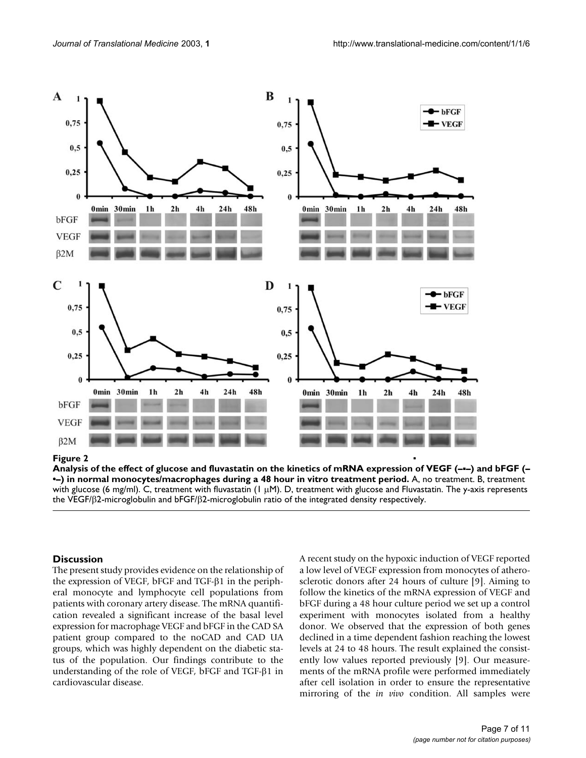**Figure 2**

**Analysis of the effect of glucose and fluvastatin on the kinetics of mRNA expression of VEGF (–▪–) and bFGF (–•–) in normal monocytes/macrophages during a 48 hour in vitro treatment period.** A, no treatment. B, treatment with glucose (6 mg/ml). C, treatment with fluvastatin (1 μM). D, treatment with glucose and Fluvastatin. The y-axis represents the VEGF/β2-microglobulin and bFGF/β2-microglobulin ratio of the integrated density respectively.

## Discussion

The present study provides evidence on the relationship of the expression of VEGF, bFGF and TGF-β1 in the peripheral monocyte and lymphocyte cell populations from patients with coronary artery disease. The mRNA quantification revealed a significant increase of the basal level expression for macrophage VEGF and bFGF in the CAD SA patient group compared to the noCAD and CAD UA groups, which was highly dependent on the diabetic status of the population. Our findings contribute to the understanding of the role of VEGF, bFGF and TGF-β1 in cardiovascular disease.

A recent study on the hypoxic induction of VEGF reported a low level of VEGF expression from monocytes of atherosclerotic donors after 24 hours of culture [9]. Aiming to follow the kinetics of the mRNA expression of VEGF and bFGF during a 48 hour culture period we set up a control experiment with monocytes isolated from a healthy donor. We observed that the expression of both genes declined in a time dependent fashion reaching the lowest levels at 24 to 48 hours. The result explained the consistently low values reported previously [9]. Our measurements of the mRNA profile were performed immediately after cell isolation in order to ensure the representative mirroring of the *in vivo* condition. All samples were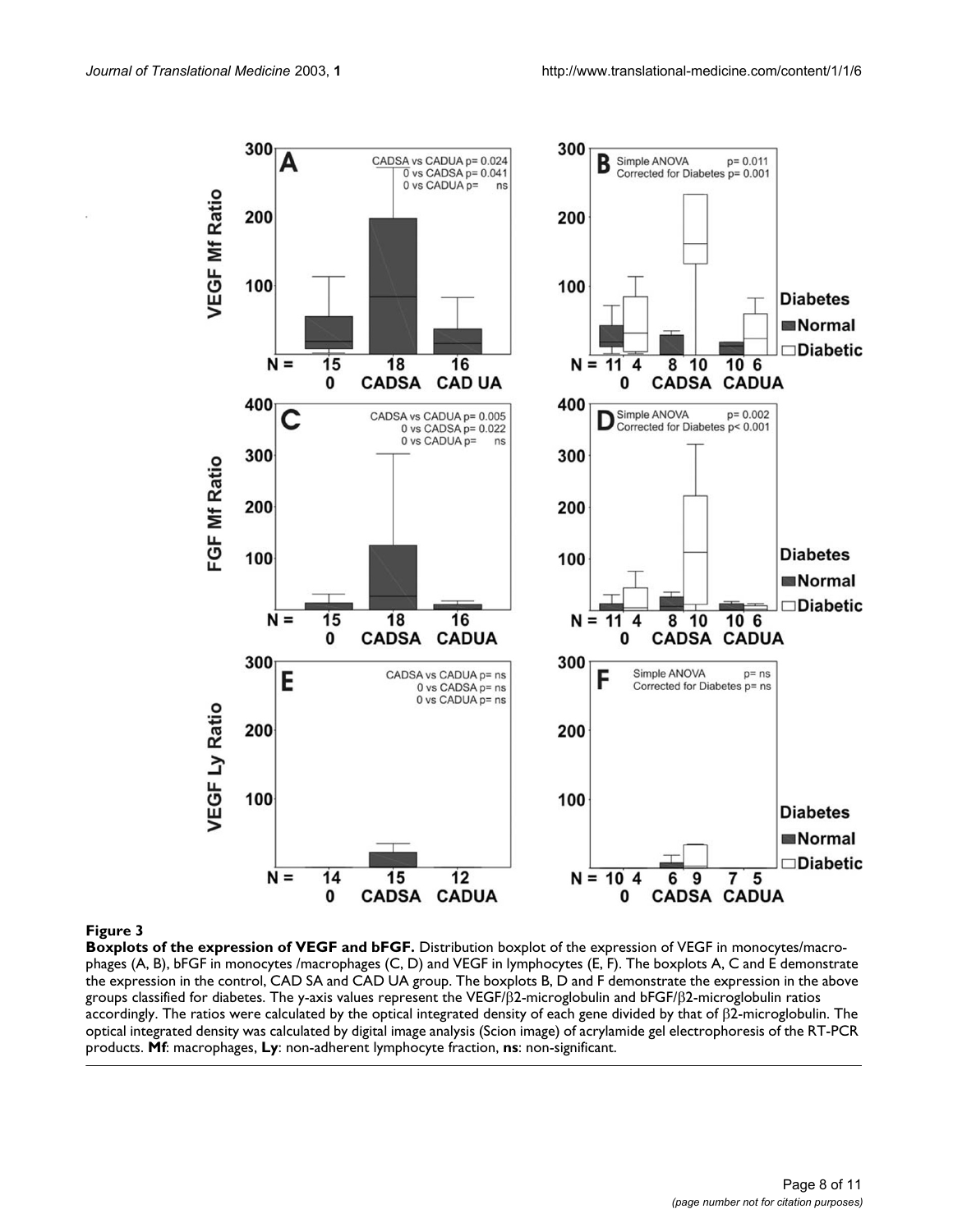**Figure 3**

**Boxplots of the expression of VEGF and bFGF.** Distribution boxplot of the expression of VEGF in monocytes/macrophages (A, B), bFGF in monocytes /macrophages (C, D) and VEGF in lymphocytes (E, F). The boxplots A, C and E demonstrate the expression in the control, CAD SA and CAD UA group. The boxplots B, D and F demonstrate the expression in the above groups classified for diabetes. The y-axis values represent the VEGF/β2-microglobulin and bFGF/β2-microglobulin ratios accordingly. The ratios were calculated by the optical integrated density of each gene divided by that of β2-microglobulin. The optical integrated density was calculated by digital image analysis (Scion image) of acrylamide gel electrophoresis of the RT-PCR products. **Mf**: macrophages, **Ly**: non-adherent lymphocyte fraction, **ns**: non-significant.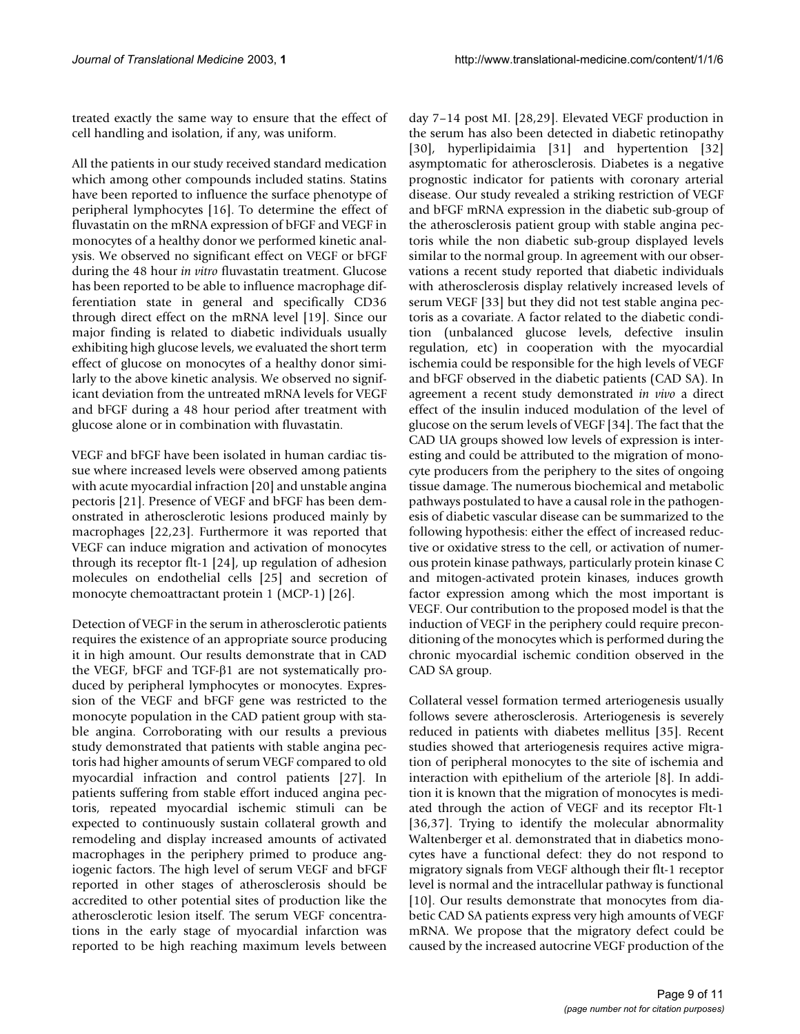treated exactly the same way to ensure that the effect of cell handling and isolation, if any, was uniform.

All the patients in our study received standard medication which among other compounds included statins. Statins have been reported to influence the surface phenotype of peripheral lymphocytes [16]. To determine the effect of fluvastatin on the mRNA expression of bFGF and VEGF in monocytes of a healthy donor we performed kinetic analysis. We observed no significant effect on VEGF or bFGF during the 48 hour *in vitro* fluvastatin treatment. Glucose has been reported to be able to influence macrophage differentiation state in general and specifically CD36 through direct effect on the mRNA level [19]. Since our major finding is related to diabetic individuals usually exhibiting high glucose levels, we evaluated the short term effect of glucose on monocytes of a healthy donor similarly to the above kinetic analysis. We observed no significant deviation from the untreated mRNA levels for VEGF and bFGF during a 48 hour period after treatment with glucose alone or in combination with fluvastatin.

VEGF and bFGF have been isolated in human cardiac tissue where increased levels were observed among patients with acute myocardial infraction [20] and unstable angina pectoris [21]. Presence of VEGF and bFGF has been demonstrated in atherosclerotic lesions produced mainly by macrophages [22,23]. Furthermore it was reported that VEGF can induce migration and activation of monocytes through its receptor flt-1 [24], up regulation of adhesion molecules on endothelial cells [25] and secretion of monocyte chemoattractant protein 1 (MCP-1) [26].

Detection of VEGF in the serum in atherosclerotic patients requires the existence of an appropriate source producing it in high amount. Our results demonstrate that in CAD the VEGF, bFGF and TGF-β1 are not systematically produced by peripheral lymphocytes or monocytes. Expression of the VEGF and bFGF gene was restricted to the monocyte population in the CAD patient group with stable angina. Corroborating with our results a previous study demonstrated that patients with stable angina pectoris had higher amounts of serum VEGF compared to old myocardial infraction and control patients [27]. In patients suffering from stable effort induced angina pectoris, repeated myocardial ischemic stimuli can be expected to continuously sustain collateral growth and remodeling and display increased amounts of activated macrophages in the periphery primed to produce angiogenic factors. The high level of serum VEGF and bFGF reported in other stages of atherosclerosis should be accredited to other potential sites of production like the atherosclerotic lesion itself. The serum VEGF concentrations in the early stage of myocardial infarction was reported to be high reaching maximum levels between day 7–14 post MI. [28,29]. Elevated VEGF production in the serum has also been detected in diabetic retinopathy [30], hyperlipidaimia [31] and hypertention [32] asymptomatic for atherosclerosis. Diabetes is a negative prognostic indicator for patients with coronary arterial disease. Our study revealed a striking restriction of VEGF and bFGF mRNA expression in the diabetic sub-group of the atherosclerosis patient group with stable angina pectoris while the non diabetic sub-group displayed levels similar to the normal group. In agreement with our observations a recent study reported that diabetic individuals with atherosclerosis display relatively increased levels of serum VEGF [33] but they did not test stable angina pectoris as a covariate. A factor related to the diabetic condition (unbalanced glucose levels, defective insulin regulation, etc) in cooperation with the myocardial ischemia could be responsible for the high levels of VEGF and bFGF observed in the diabetic patients (CAD SA). In agreement a recent study demonstrated *in vivo* a direct effect of the insulin induced modulation of the level of glucose on the serum levels of VEGF [34]. The fact that the CAD UA groups showed low levels of expression is interesting and could be attributed to the migration of monocyte producers from the periphery to the sites of ongoing tissue damage. The numerous biochemical and metabolic pathways postulated to have a causal role in the pathogenesis of diabetic vascular disease can be summarized to the following hypothesis: either the effect of increased reductive or oxidative stress to the cell, or activation of numerous protein kinase pathways, particularly protein kinase C and mitogen-activated protein kinases, induces growth factor expression among which the most important is VEGF. Our contribution to the proposed model is that the induction of VEGF in the periphery could require preconditioning of the monocytes which is performed during the chronic myocardial ischemic condition observed in the CAD SA group.

Collateral vessel formation termed arteriogenesis usually follows severe atherosclerosis. Arteriogenesis is severely reduced in patients with diabetes mellitus [35]. Recent studies showed that arteriogenesis requires active migration of peripheral monocytes to the site of ischemia and interaction with epithelium of the arteriole [8]. In addition it is known that the migration of monocytes is mediated through the action of VEGF and its receptor Flt-1 [36,37]. Trying to identify the molecular abnormality Waltenberger et al. demonstrated that in diabetics monocytes have a functional defect: they do not respond to migratory signals from VEGF although their flt-1 receptor level is normal and the intracellular pathway is functional [10]. Our results demonstrate that monocytes from diabetic CAD SA patients express very high amounts of VEGF mRNA. We propose that the migratory defect could be caused by the increased autocrine VEGF production of the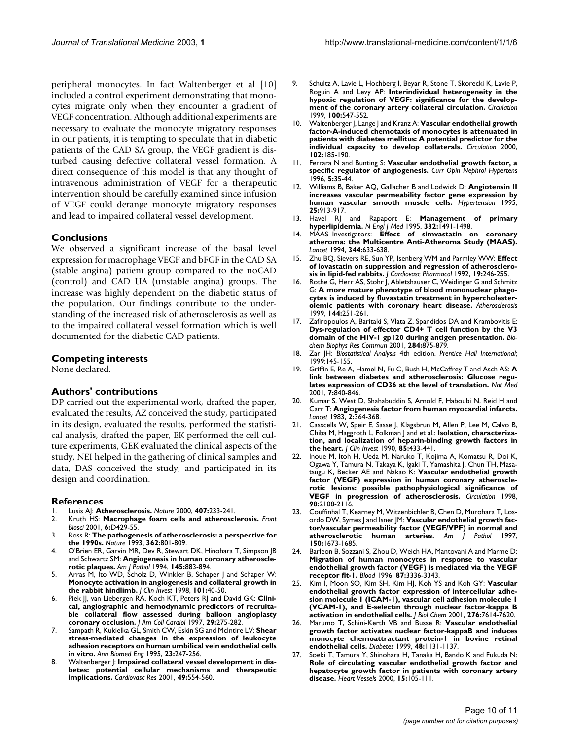peripheral monocytes. In fact Waltenberger et al [10] included a control experiment demonstrating that monocytes migrate only when they encounter a gradient of VEGF concentration. Although additional experiments are necessary to evaluate the monocyte migratory responses in our patients, it is tempting to speculate that in diabetic patients of the CAD SA group, the VEGF gradient is disturbed causing defective collateral vessel formation. A direct consequence of this model is that any thought of intravenous administration of VEGF for a therapeutic intervention should be carefully examined since infusion of VEGF could derange monocyte migratory responses and lead to impaired collateral vessel development.

## Conclusions

We observed a significant increase of the basal level expression for macrophage VEGF and bFGF in the CAD SA (stable angina) patient group compared to the noCAD (control) and CAD UA (unstable angina) groups. The increase was highly dependent on the diabetic status of the population. Our findings contribute to the understanding of the increased risk of atherosclerosis as well as to the impaired collateral vessel formation which is well documented for the diabetic CAD patients.

## Competing interests

None declared.

## Authors' contributions

DP carried out the experimental work, drafted the paper, evaluated the results, AZ conceived the study, participated in its design, evaluated the results, performed the statistical analysis, drafted the paper, EK performed the cell culture experiments, GEK evaluated the clinical aspects of the study, NEI helped in the gathering of clinical samples and data, DAS conceived the study, and participated in its design and coordination.

## References

1. Lusis AJ: **Atherosclerosis.** *Nature* 2000, **407:**233-241.
2. Kruth HS: **Macrophage foam cells and atherosclerosis.** *Front Biosci* 2001, **6:**D429-55.
3. Ross R: **The pathogenesis of atherosclerosis: a perspective for the 1990s.** *Nature* 1993, **362:**801-809.
4. O'Brien ER, Garvin MR, Dev R, Stewart DK, Hinohara T, Simpson JB and Schwartz SM: **Angiogenesis in human coronary atherosclerotic plaques.** *Am J Pathol* 1994, **145:**883-894.
5. Arras M, Ito WD, Scholz D, Winkler B, Schaper J and Schaper W: **Monocyte activation in angiogenesis and collateral growth in the rabbit hindlimb.** *J Clin Invest* 1998, **101:**40-50.
6. Piek JJ, van Liebergen RA, Koch KT, Peters RJ and David GK: **Clinical, angiographic and hemodynamic predictors of recruitable collateral flow assessed during balloon angioplasty coronary occlusion.** *J Am Coll Cardiol* 1997, **29:**275-282.
7. Sampath R, Kukielka GL, Smith CW, Eskin SG and McIntire LV: **Shear stress-mediated changes in the expression of leukocyte adhesion receptors on human umbilical vein endothelial cells in vitro.** *Ann Biomed Eng* 1995, **23:**247-256.
8. Waltenberger J: **Impaired collateral vessel development in diabetes: potential cellular mechanisms and therapeutic implications.** *Cardiovasc Res* 2001, **49:**554-560.
9. Schultz A, Lavie L, Hochberg I, Beyar R, Stone T, Skorecki K, Lavie P, Roguin A and Levy AP: **Interindividual heterogeneity in the hypoxic regulation of VEGF: significance for the development of the coronary artery collateral circulation.** *Circulation* 1999, **100:**547-552.
10. Waltenberger J, Lange J and Kranz A: **Vascular endothelial growth factor-A-induced chemotaxis of monocytes is attenuated in patients with diabetes mellitus: A potential predictor for the individual capacity to develop collaterals.** *Circulation* 2000, **102:**185-190.
11. Ferrara N and Bunting S: **Vascular endothelial growth factor, a specific regulator of angiogenesis.** *Curr Opin Nephrol Hypertens* 1996, **5:**35-44.
12. Williams B, Baker AQ, Gallacher B and Lodwick D: **Angiotensin II increases vascular permeability factor gene expression by human vascular smooth muscle cells.** *Hypertension* 1995, **25:**913-917.
13. Havel RJ and Rapaport E: **Management of primary hyperlipidemia.** *N Engl J Med* 1995, **332:**1491-1498.
14. MAAS_Investigators: **Effect of simvastatin on coronary atheroma: the Multicentre Anti-Atheroma Study (MAAS).** *Lancet* 1994, **344:**633-638.
15. Zhu BQ, Sievers RE, Sun YP, Isenberg WM and Parmley WW: **Effect of lovastatin on suppression and regression of atherosclerosis in lipid-fed rabbits.** *J Cardiovasc Pharmacol* 1992, **19:**246-255.
16. Rothe G, Herr AS, Stohr J, Abletshauser C, Weidinger G and Schmitz G: **A more mature phenotype of blood mononuclear phagocytes is induced by fluvastatin treatment in hypercholesterolemic patients with coronary heart disease.** *Atherosclerosis* 1999, **144:**251-261.
17. Zafiropoulos A, Baritaki S, Vlata Z, Spandidos DA and Krambovitis E: **Dys-regulation of effector CD4+ T cell function by the V3 domain of the HIV-1 gp120 during antigen presentation.** *Biochem Biophys Res Commun* 2001, **284:**875-879.
18. Zar JH: *Biostatistical Analysis* 4th edition. *Prentice Hall International*; 1999:145-155.
19. Griffin E, Re A, Hamel N, Fu C, Bush H, McCaffrey T and Asch AS: **A link between diabetes and atherosclerosis: Glucose regulates expression of CD36 at the level of translation.** *Nat Med* 2001, **7:**840-846.
20. Kumar S, West D, Shahabuddin S, Arnold F, Haboubi N, Reid H and Carr T: **Angiogenesis factor from human myocardial infarcts.** *Lancet* 1983, **2:**364-368.
21. Casscells W, Speir E, Sasse J, Klagsbrun M, Allen P, Lee M, Calvo B, Chiba M, Haggroth L, Folkman J and et al.: **Isolation, characterization, and localization of heparin-binding growth factors in the heart.** *J Clin Invest* 1990, **85:**433-441.
22. Inoue M, Itoh H, Ueda M, Naruko T, Kojima A, Komatsu R, Doi K, Ogawa Y, Tamura N, Takaya K, Igaki T, Yamashita J, Chun TH, Masatsugu K, Becker AE and Nakao K: **Vascular endothelial growth factor (VEGF) expression in human coronary atherosclerotic lesions: possible pathophysiological significance of VEGF in progression of atherosclerosis.** *Circulation* 1998, **98:**2108-2116.
23. Couffinhal T, Kearney M, Witzenbichler B, Chen D, Murohara T, Losordo DW, Symes J and Isner JM: **Vascular endothelial growth factor/vascular permeability factor (VEGF/VPF) in normal and atherosclerotic human arteries.** *Am J Pathol* 1997, **150:**1673-1685.
24. Barleon B, Sozzani S, Zhou D, Weich HA, Mantovani A and Marme D: **Migration of human monocytes in response to vascular endothelial growth factor (VEGF) is mediated via the VEGF receptor flt-1.** *Blood* 1996, **87:**3336-3343.
25. Kim I, Moon SO, Kim SH, Kim HJ, Koh YS and Koh GY: **Vascular endothelial growth factor expression of intercellular adhesion molecule 1 (ICAM-1), vascular cell adhesion molecule 1 (VCAM-1), and E-selectin through nuclear factor-kappa B activation in endothelial cells.** *J Biol Chem* 2001, **276:**7614-7620.
26. Marumo T, Schini-Kerth VB and Busse R: **Vascular endothelial growth factor activates nuclear factor-kappaB and induces monocyte chemoattractant protein-1 in bovine retinal endothelial cells.** *Diabetes* 1999, **48:**1131-1137.
27. Soeki T, Tamura Y, Shinohara H, Tanaka H, Bando K and Fukuda N: **Role of circulating vascular endothelial growth factor and hepatocyte growth factor in patients with coronary artery disease.** *Heart Vessels* 2000, **15:**105-111.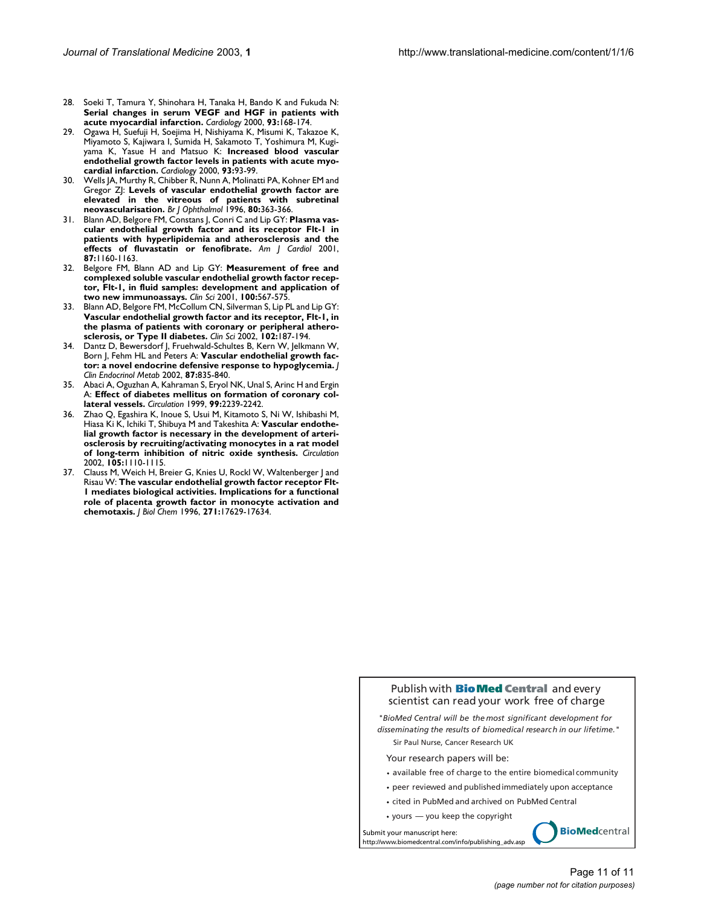28. Soeki T, Tamura Y, Shinohara H, Tanaka H, Bando K and Fukuda N: **Serial changes in serum VEGF and HGF in patients with acute myocardial infarction.** *Cardiology* 2000, **93:**168-174.
29. Ogawa H, Suefuji H, Soejima H, Nishiyama K, Misumi K, Takazoe K, Miyamoto S, Kajiwara I, Sumida H, Sakamoto T, Yoshimura M, Kugiyama K, Yasue H and Matsuo K: **Increased blood vascular endothelial growth factor levels in patients with acute myocardial infarction.** *Cardiology* 2000, **93:**93-99.
30. Wells JA, Murthy R, Chibber R, Nunn A, Molinatti PA, Kohner EM and Gregor ZJ: **Levels of vascular endothelial growth factor are elevated in the vitreous of patients with subretinal neovascularisation.** *Br J Ophthalmol* 1996, **80:**363-366.
31. Blann AD, Belgore FM, Constans J, Conri C and Lip GY: **Plasma vascular endothelial growth factor and its receptor Flt-1 in patients with hyperlipidemia and atherosclerosis and the effects of fluvastatin or fenofibrate.** *Am J Cardiol* 2001, **87:**1160-1163.
32. Belgore FM, Blann AD and Lip GY: **Measurement of free and complexed soluble vascular endothelial growth factor receptor, Flt-1, in fluid samples: development and application of two new immunoassays.** *Clin Sci* 2001, **100:**567-575.
33. Blann AD, Belgore FM, McCollum CN, Silverman S, Lip PL and Lip GY: **Vascular endothelial growth factor and its receptor, Flt-1, in the plasma of patients with coronary or peripheral atherosclerosis, or Type II diabetes.** *Clin Sci* 2002, **102:**187-194.
34. Dantz D, Bewersdorf J, Fruehwald-Schultes B, Kern W, Jelkmann W, Born J, Fehm HL and Peters A: **Vascular endothelial growth factor: a novel endocrine defensive response to hypoglycemia.** *J Clin Endocrinol Metab* 2002, **87:**835-840.
35. Abaci A, Oguzhan A, Kahraman S, Eryol NK, Unal S, Arinc H and Ergin A: **Effect of diabetes mellitus on formation of coronary collateral vessels.** *Circulation* 1999, **99:**2239-2242.
36. Zhao Q, Egashira K, Inoue S, Usui M, Kitamoto S, Ni W, Ishibashi M, Hiasa Ki K, Ichiki T, Shibuya M and Takeshita A: **Vascular endothelial growth factor is necessary in the development of arteriosclerosis by recruiting/activating monocytes in a rat model of long-term inhibition of nitric oxide synthesis.** *Circulation* 2002, **105:**1110-1115.
37. Clauss M, Weich H, Breier G, Knies U, Rockl W, Waltenberger J and Risau W: **The vascular endothelial growth factor receptor Flt-1 mediates biological activities. Implications for a functional role of placenta growth factor in monocyte activation and chemotaxis.** *J Biol Chem* 1996, **271:**17629-17634.

Publish with **BioMed Central** and every scientist can read your work free of charge

*"BioMed Central will be the most significant development for disseminating the results of biomedical research in our lifetime."*

Sir Paul Nurse, Cancer Research UK

Your research papers will be:

- available free of charge to the entire biomedical community
- peer reviewed and published immediately upon acceptance
- cited in PubMed and archived on PubMed Central
- yours — you keep the copyright

Submit your manuscript here:
http://www.biomedcentral.com/info/publishing_adv.asp

**BioMed**central